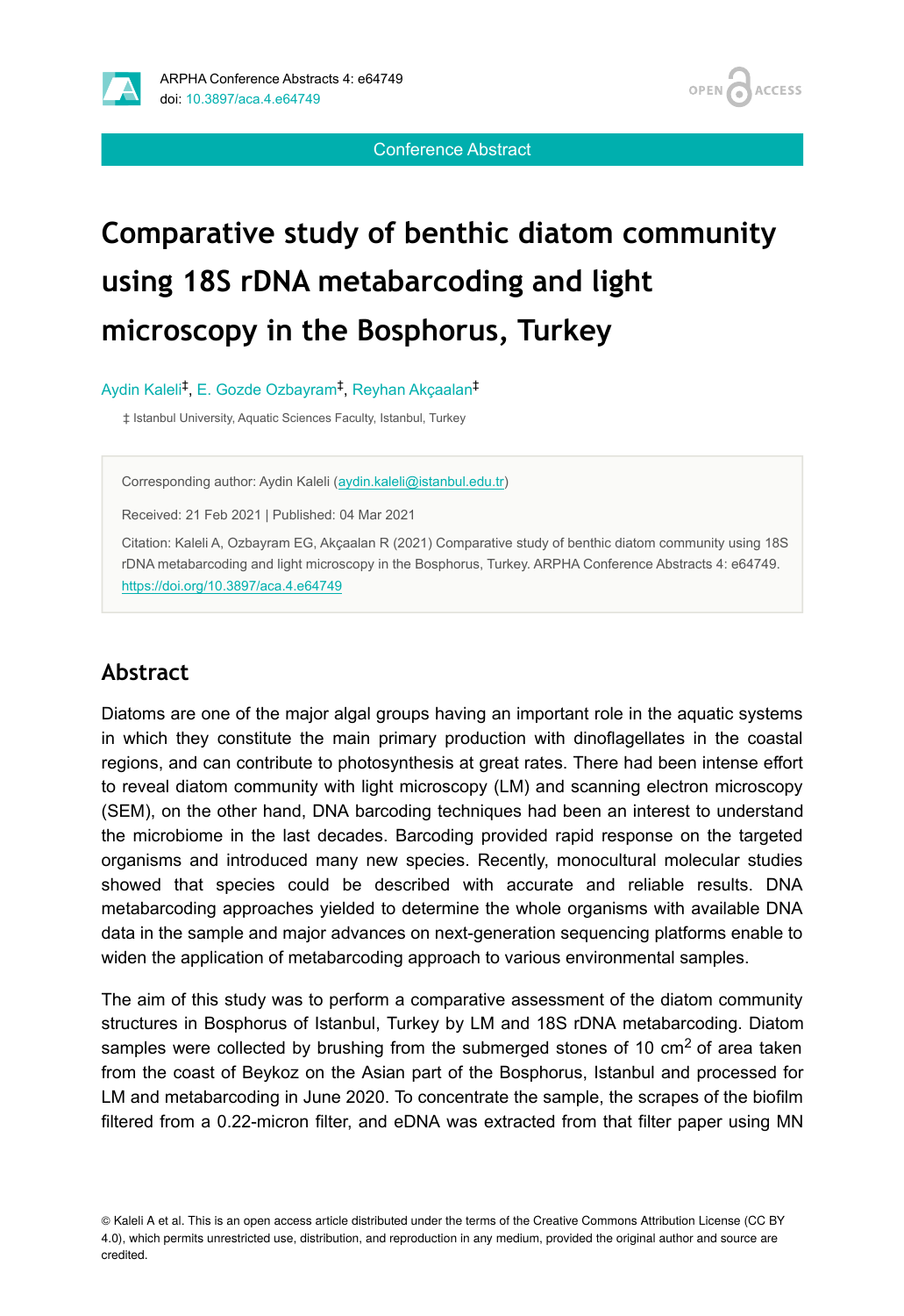Conference Abstract

# Comparative study of benthic diatom community using 18S rDNA metabarcoding and light microscopy in the Bosphorus, Turkey

Aydin Kaleli[‡], E. Gozde Ozbayram[‡], Reyhan Akçaalan[‡]

‡ Istanbul University, Aquatic Sciences Faculty, Istanbul, Turkey

Corresponding author: Aydin Kaleli (aydin.kaleli@istanbul.edu.tr)

Received: 21 Feb 2021 | Published: 04 Mar 2021

Citation: Kaleli A, Ozbayram EG, Akçaalan R (2021) Comparative study of benthic diatom community using 18S rDNA metabarcoding and light microscopy in the Bosphorus, Turkey. ARPHA Conference Abstracts 4: e64749. https://doi.org/10.3897/aca.4.e64749

## Abstract

Diatoms are one of the major algal groups having an important role in the aquatic systems in which they constitute the main primary production with dinoflagellates in the coastal regions, and can contribute to photosynthesis at great rates. There had been intense effort to reveal diatom community with light microscopy (LM) and scanning electron microscopy (SEM), on the other hand, DNA barcoding techniques had been an interest to understand the microbiome in the last decades. Barcoding provided rapid response on the targeted organisms and introduced many new species. Recently, monocultural molecular studies showed that species could be described with accurate and reliable results. DNA metabarcoding approaches yielded to determine the whole organisms with available DNA data in the sample and major advances on next-generation sequencing platforms enable to widen the application of metabarcoding approach to various environmental samples.

The aim of this study was to perform a comparative assessment of the diatom community structures in Bosphorus of Istanbul, Turkey by LM and 18S rDNA metabarcoding. Diatom samples were collected by brushing from the submerged stones of 10 $cm^2$ of area taken from the coast of Beykoz on the Asian part of the Bosphorus, Istanbul and processed for LM and metabarcoding in June 2020. To concentrate the sample, the scrapes of the biofilm filtered from a 0.22-micron filter, and eDNA was extracted from that filter paper using MN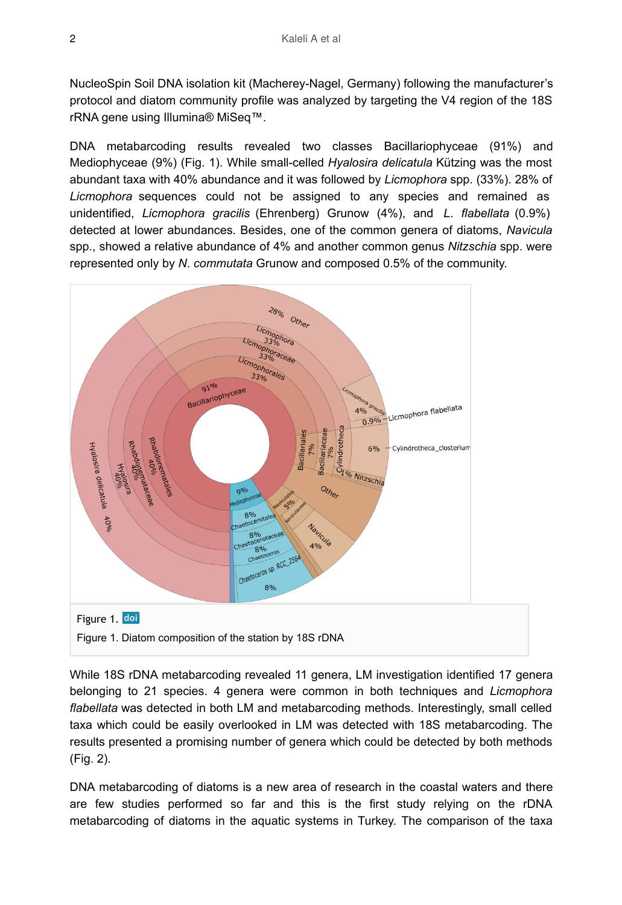NucleoSpin Soil DNA isolation kit (Macherey-Nagel, Germany) following the manufacturer's protocol and diatom community profile was analyzed by targeting the V4 region of the 18S rRNA gene using Illumina® MiSeq™.

DNA metabarcoding results revealed two classes Bacillariophyceae (91%) and Mediophyceae (9%) (Fig. 1). While small-celled *Hyalosira delicatula* Kützing was the most abundant taxa with 40% abundance and it was followed by *Licmophora* spp. (33%). 28% of *Licmophora* sequences could not be assigned to any species and remained as unidentified, *Licmophora gracilis* (Ehrenberg) Grunow (4%), and *L. flabellata* (0.9%) detected at lower abundances. Besides, one of the common genera of diatoms, *Navicula* spp., showed a relative abundance of 4% and another common genus *Nitzschia* spp. were represented only by *N. commutata* Grunow and composed 0.5% of the community.

Figure 1. doi

Figure 1. Diatom composition of the station by 18S rDNA

While 18S rDNA metabarcoding revealed 11 genera, LM investigation identified 17 genera belonging to 21 species. 4 genera were common in both techniques and *Licmophora flabellata* was detected in both LM and metabarcoding methods. Interestingly, small celled taxa which could be easily overlooked in LM was detected with 18S metabarcoding. The results presented a promising number of genera which could be detected by both methods (Fig. 2).

DNA metabarcoding of diatoms is a new area of research in the coastal waters and there are few studies performed so far and this is the first study relying on the rDNA metabarcoding of diatoms in the aquatic systems in Turkey. The comparison of the taxa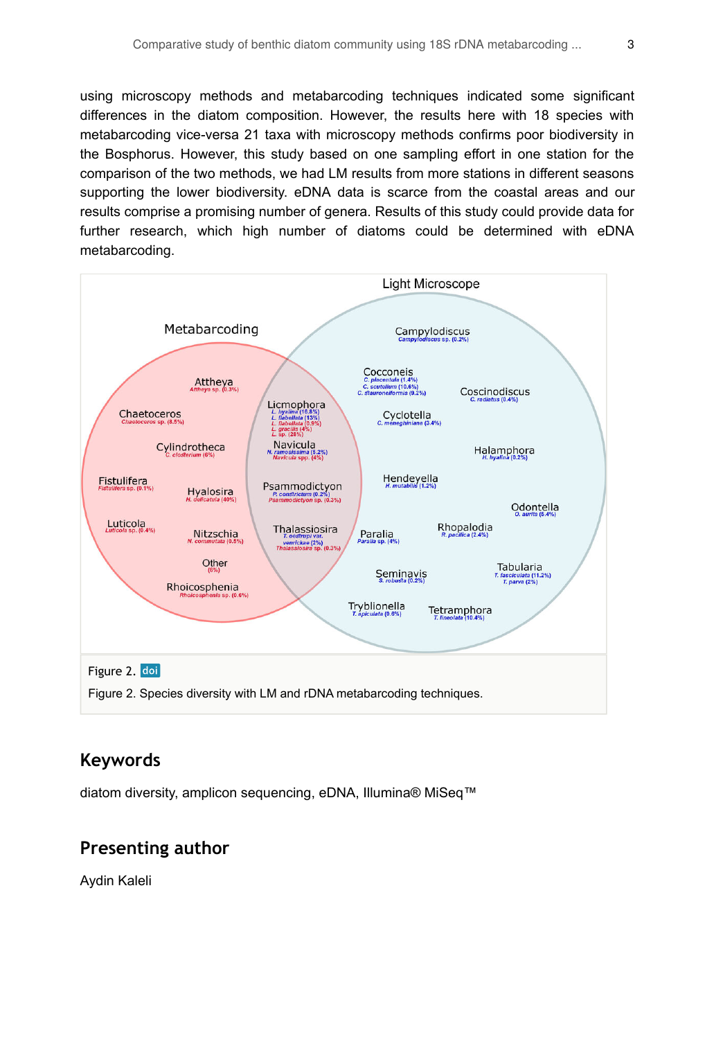using microscopy methods and metabarcoding techniques indicated some significant differences in the diatom composition. However, the results here with 18 species with metabarcoding vice-versa 21 taxa with microscopy methods confirms poor biodiversity in the Bosphorus. However, this study based on one sampling effort in one station for the comparison of the two methods, we had LM results from more stations in different seasons supporting the lower biodiversity. eDNA data is scarce from the coastal areas and our results comprise a promising number of genera. Results of this study could provide data for further research, which high number of diatoms could be determined with eDNA metabarcoding.

Figure 2. doi

Figure 2. Species diversity with LM and rDNA metabarcoding techniques.

## Keywords

diatom diversity, amplicon sequencing, eDNA, Illumina® MiSeq™

## Presenting author

Aydin Kaleli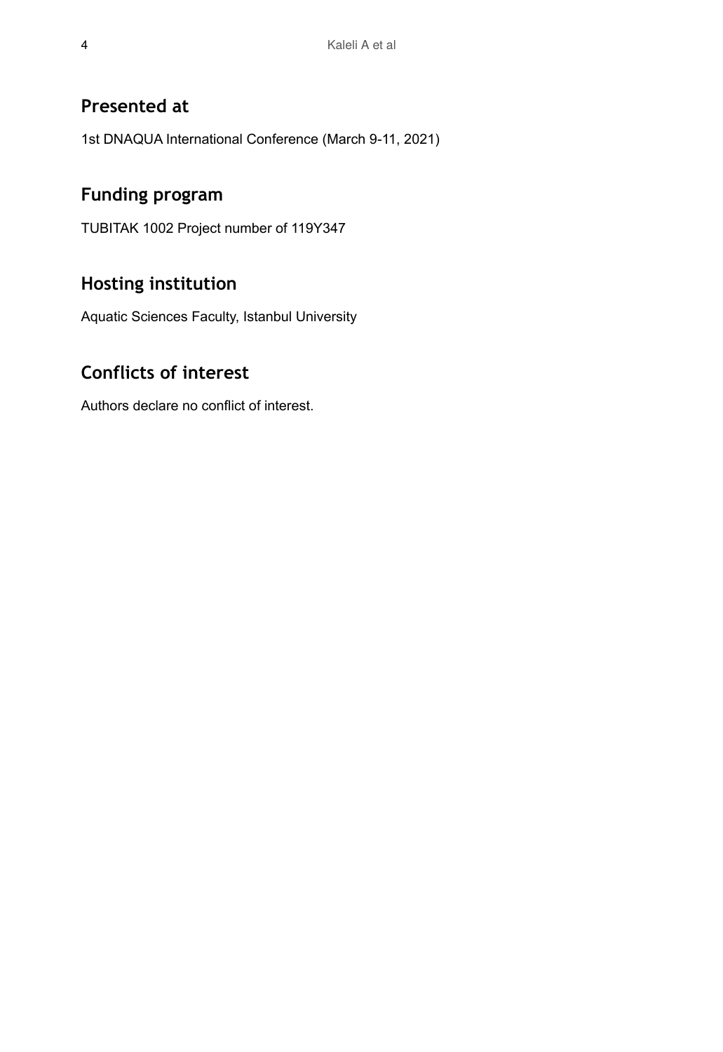## Presented at

1st DNAQUA International Conference (March 9-11, 2021)

## Funding program

TUBITAK 1002 Project number of 119Y347

## Hosting institution

Aquatic Sciences Faculty, Istanbul University

## Conflicts of interest

Authors declare no conflict of interest.